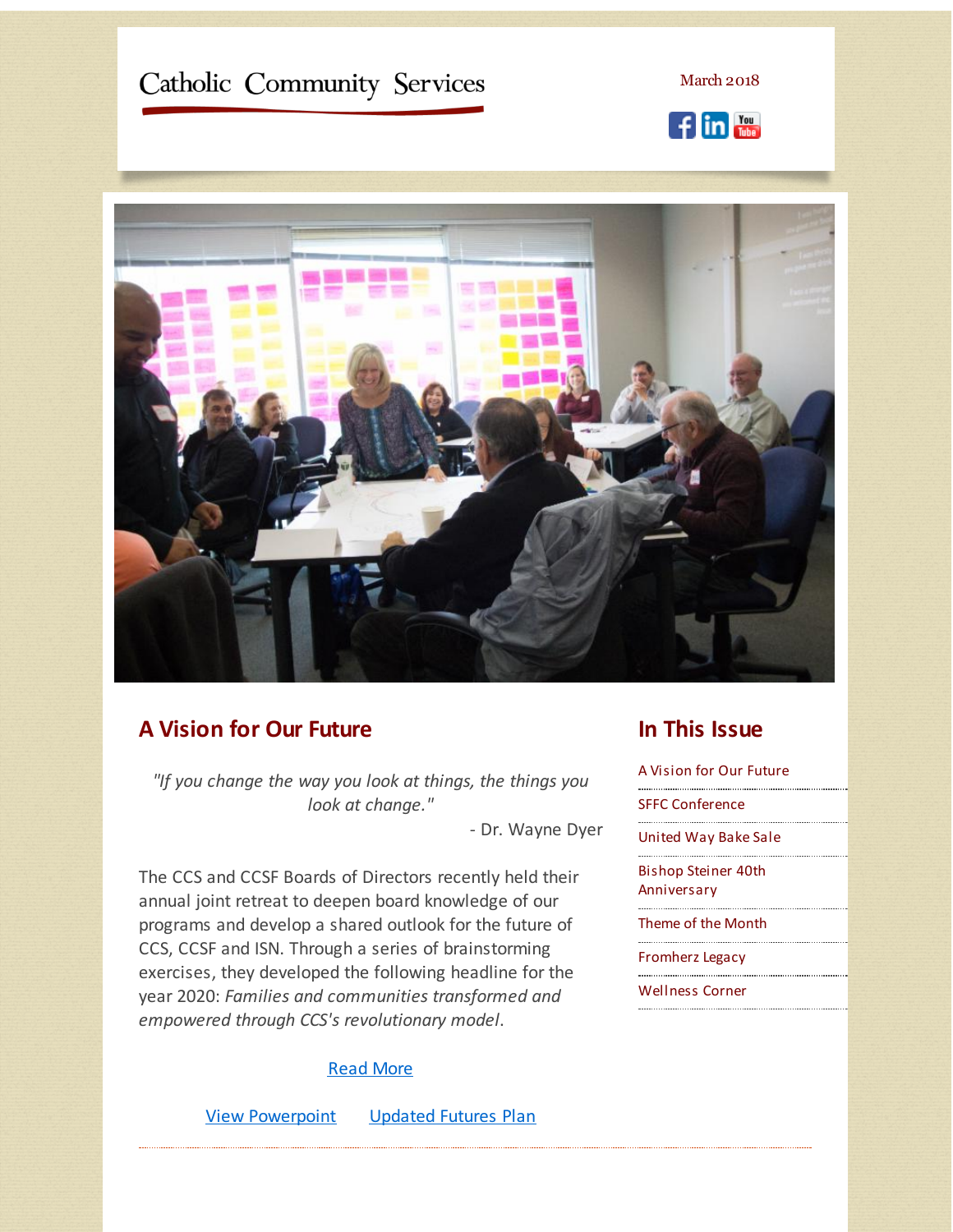Catholic Community Services

March 2018

## A Vision for Our Future

*"If you change the way you look at things, the things you look at change."*

\- Dr. Wayne Dyer

The CCS and CCSF Boards of Directors recently held their annual joint retreat to deepen board knowledge of our programs and develop a shared outlook for the future of CCS, CCSF and ISN. Through a series of brainstorming exercises, they developed the following headline for the year 2020: *Families and communities transformed and empowered through CCS's revolutionary model*.

Read More

View Powerpoint     Updated Futures Plan

## In This Issue

- A Vision for Our Future
- SFFC Conference
- United Way Bake Sale
- Bishop Steiner 40th Anniversary
- Theme of the Month
- Fromherz Legacy
- Wellness Corner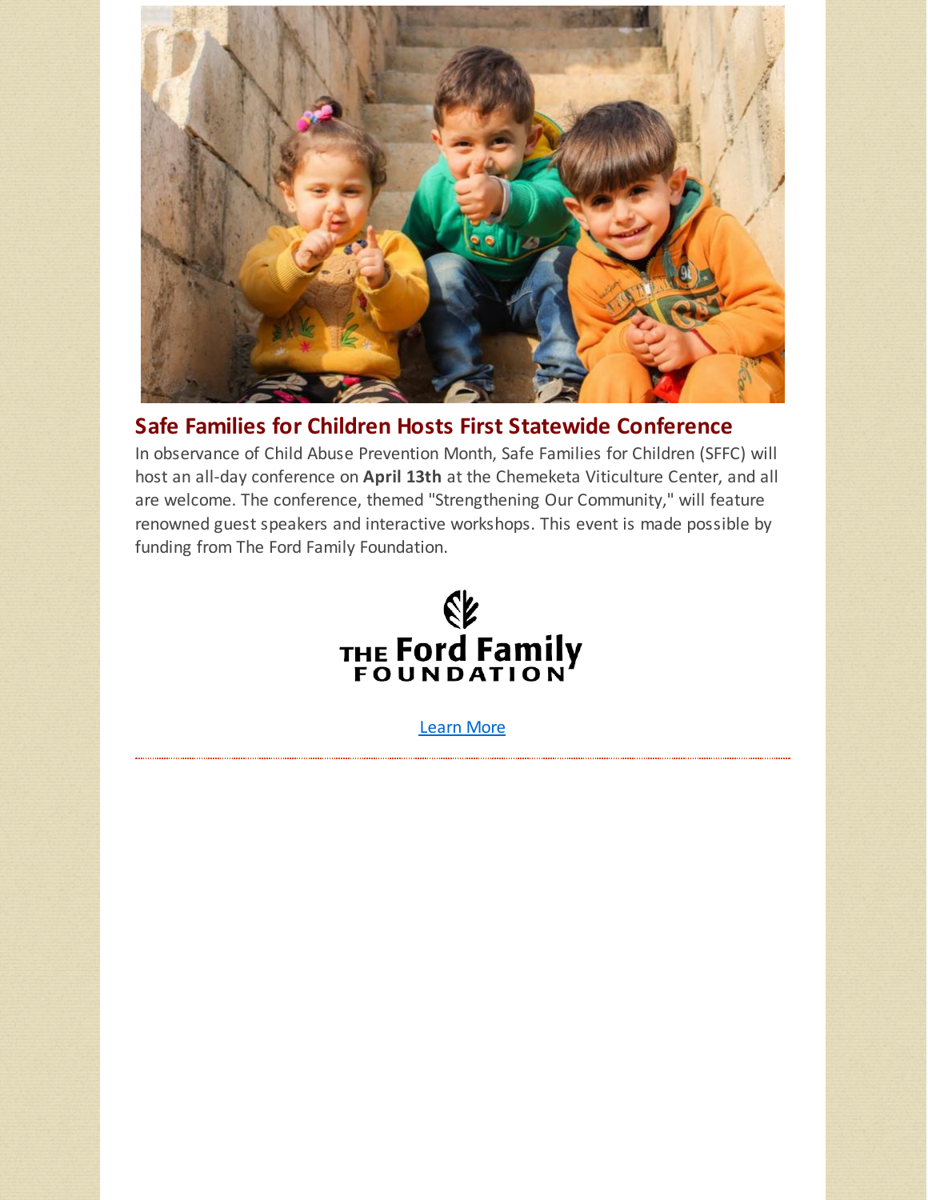## Safe Families for Children Hosts First Statewide Conference

In observance of Child Abuse Prevention Month, Safe Families for Children (SFFC) will host an all-day conference on **April 13th** at the Chemeketa Viticulture Center, and all are welcome. The conference, themed "Strengthening Our Community," will feature renowned guest speakers and interactive workshops. This event is made possible by funding from The Ford Family Foundation.

THE Ford Family FOUNDATION

Learn More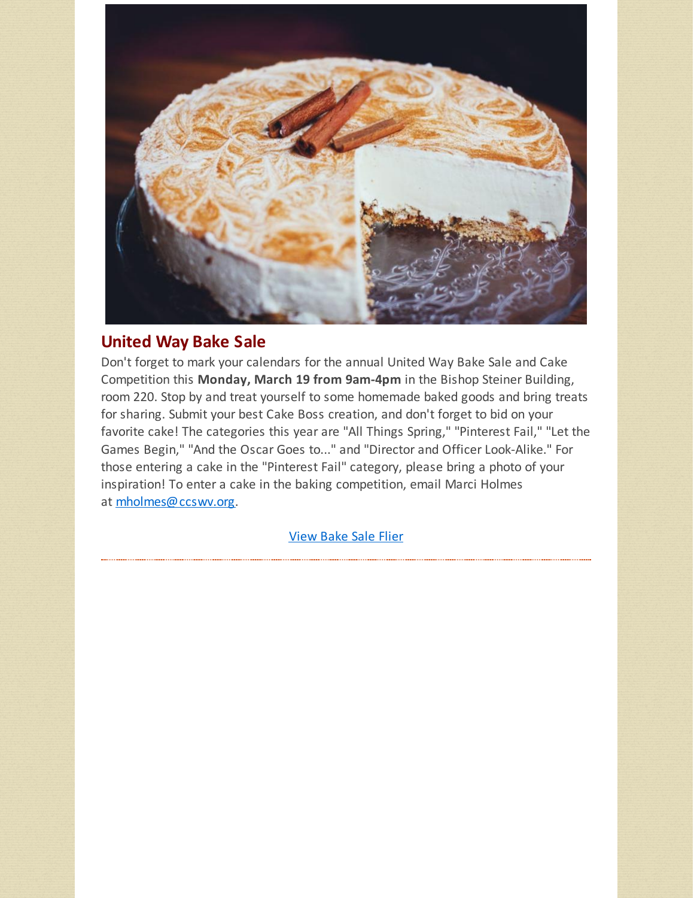## United Way Bake Sale

Don't forget to mark your calendars for the annual United Way Bake Sale and Cake Competition this **Monday, March 19 from 9am-4pm** in the Bishop Steiner Building, room 220. Stop by and treat yourself to some homemade baked goods and bring treats for sharing. Submit your best Cake Boss creation, and don't forget to bid on your favorite cake! The categories this year are "All Things Spring," "Pinterest Fail," "Let the Games Begin," "And the Oscar Goes to..." and "Director and Officer Look-Alike." For those entering a cake in the "Pinterest Fail" category, please bring a photo of your inspiration! To enter a cake in the baking competition, email Marci Holmes at mholmes@ccswv.org.

View Bake Sale Flier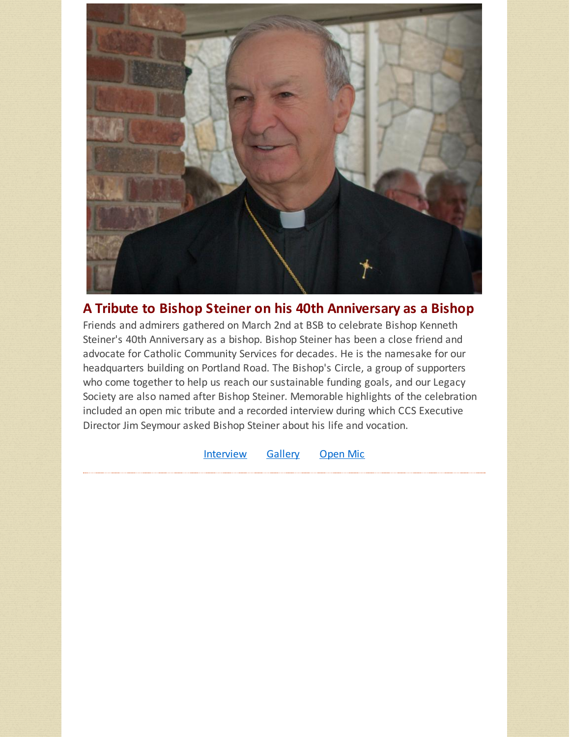## A Tribute to Bishop Steiner on his 40th Anniversary as a Bishop

Friends and admirers gathered on March 2nd at BSB to celebrate Bishop Kenneth Steiner's 40th Anniversary as a bishop. Bishop Steiner has been a close friend and advocate for Catholic Community Services for decades. He is the namesake for our headquarters building on Portland Road. The Bishop's Circle, a group of supporters who come together to help us reach our sustainable funding goals, and our Legacy Society are also named after Bishop Steiner. Memorable highlights of the celebration included an open mic tribute and a recorded interview during which CCS Executive Director Jim Seymour asked Bishop Steiner about his life and vocation.

Interview Gallery Open Mic

---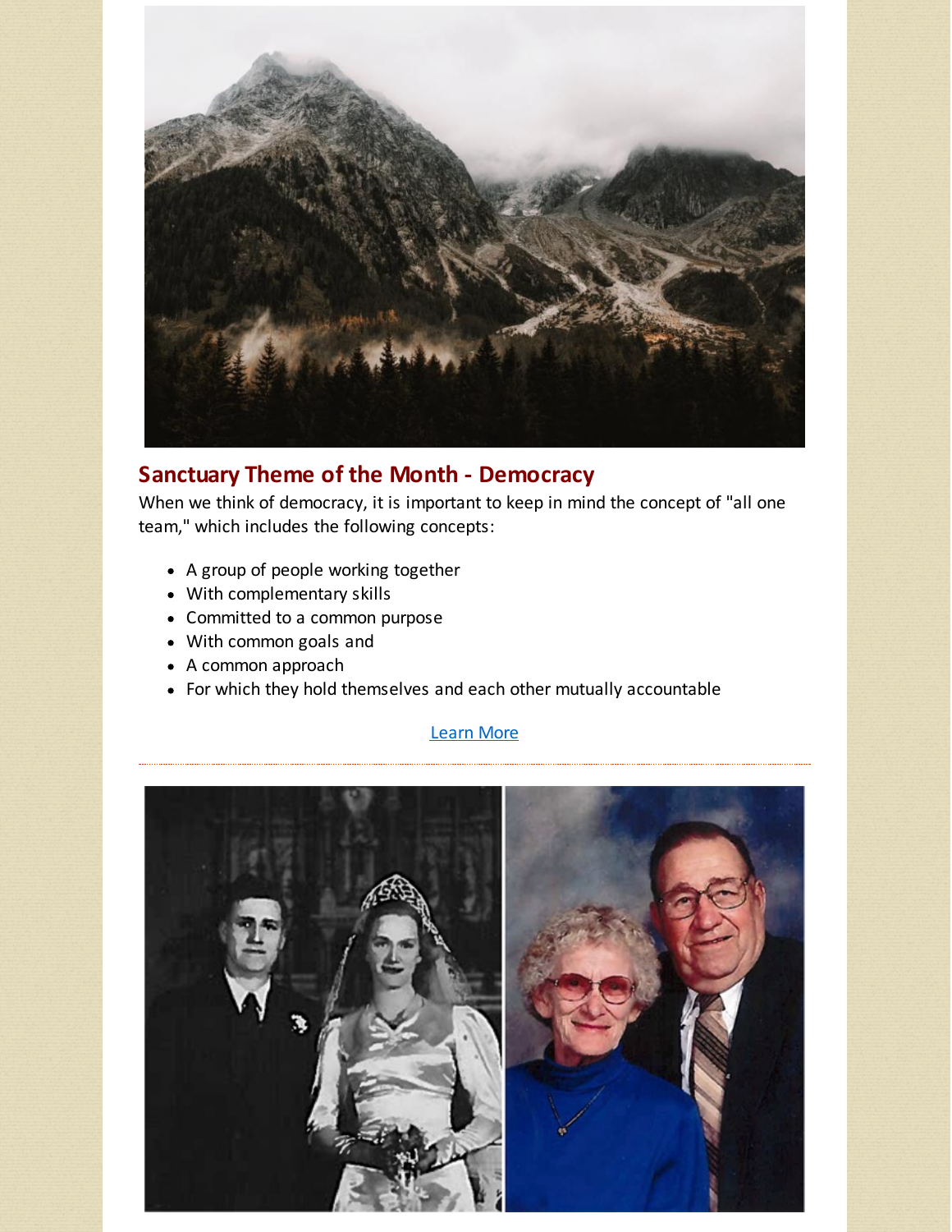## Sanctuary Theme of the Month - Democracy

When we think of democracy, it is important to keep in mind the concept of "all one team," which includes the following concepts:

- A group of people working together
- With complementary skills
- Committed to a common purpose
- With common goals and
- A common approach
- For which they hold themselves and each other mutually accountable

Learn More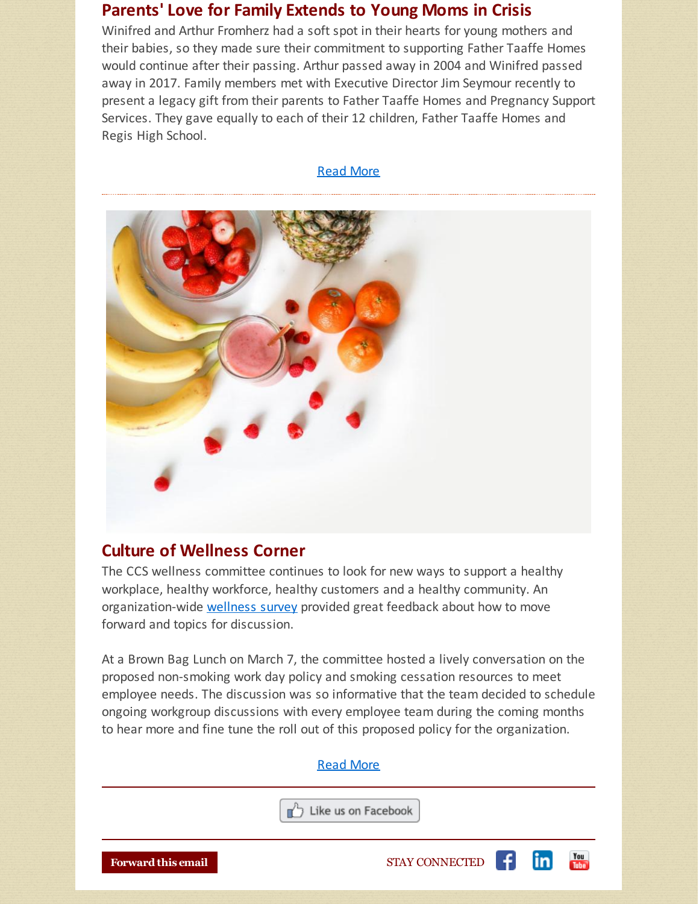## Parents' Love for Family Extends to Young Moms in Crisis

Winifred and Arthur Fromherz had a soft spot in their hearts for young mothers and their babies, so they made sure their commitment to supporting Father Taaffe Homes would continue after their passing. Arthur passed away in 2004 and Winifred passed away in 2017. Family members met with Executive Director Jim Seymour recently to present a legacy gift from their parents to Father Taaffe Homes and Pregnancy Support Services. They gave equally to each of their 12 children, Father Taaffe Homes and Regis High School.

Read More

---

## Culture of Wellness Corner

The CCS wellness committee continues to look for new ways to support a healthy workplace, healthy workforce, healthy customers and a healthy community. An organization-wide wellness survey provided great feedback about how to move forward and topics for discussion.

At a Brown Bag Lunch on March 7, the committee hosted a lively conversation on the proposed non-smoking work day policy and smoking cessation resources to meet employee needs. The discussion was so informative that the team decided to schedule ongoing workgroup discussions with every employee team during the coming months to hear more and fine tune the roll out of this proposed policy for the organization.

Read More

---

Like us on Facebook

---

Forward this email

STAY CONNECTED